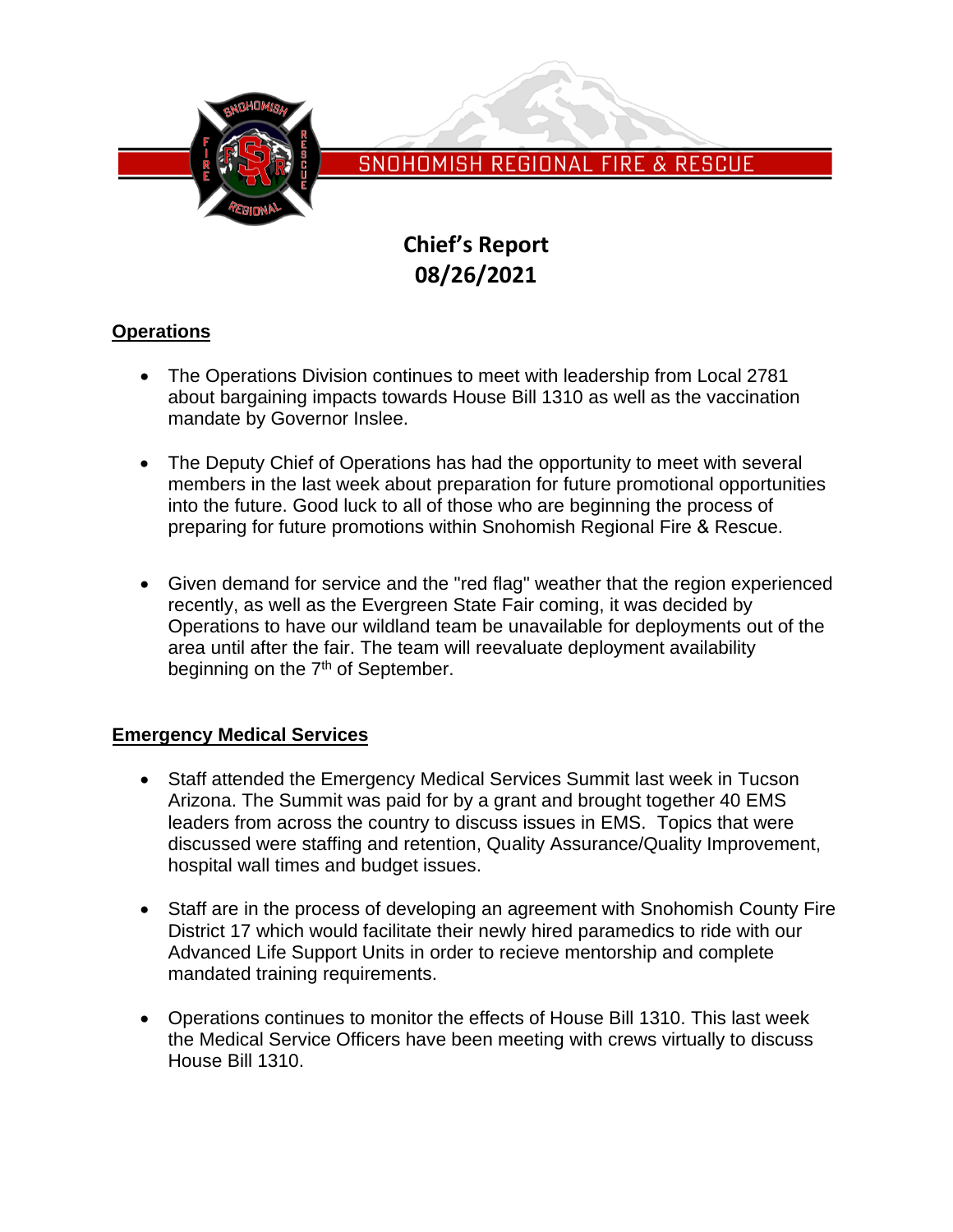SNOHOMISH REGIONAL FIRE & RESCUE

# Chief's Report
# 08/26/2021

## Operations

- The Operations Division continues to meet with leadership from Local 2781 about bargaining impacts towards House Bill 1310 as well as the vaccination mandate by Governor Inslee.

- The Deputy Chief of Operations has had the opportunity to meet with several members in the last week about preparation for future promotional opportunities into the future. Good luck to all of those who are beginning the process of preparing for future promotions within Snohomish Regional Fire & Rescue.

- Given demand for service and the "red flag" weather that the region experienced recently, as well as the Evergreen State Fair coming, it was decided by Operations to have our wildland team be unavailable for deployments out of the area until after the fair. The team will reevaluate deployment availability beginning on the 7th of September.

## Emergency Medical Services

- Staff attended the Emergency Medical Services Summit last week in Tucson Arizona. The Summit was paid for by a grant and brought together 40 EMS leaders from across the country to discuss issues in EMS. Topics that were discussed were staffing and retention, Quality Assurance/Quality Improvement, hospital wall times and budget issues.

- Staff are in the process of developing an agreement with Snohomish County Fire District 17 which would facilitate their newly hired paramedics to ride with our Advanced Life Support Units in order to recieve mentorship and complete mandated training requirements.

- Operations continues to monitor the effects of House Bill 1310. This last week the Medical Service Officers have been meeting with crews virtually to discuss House Bill 1310.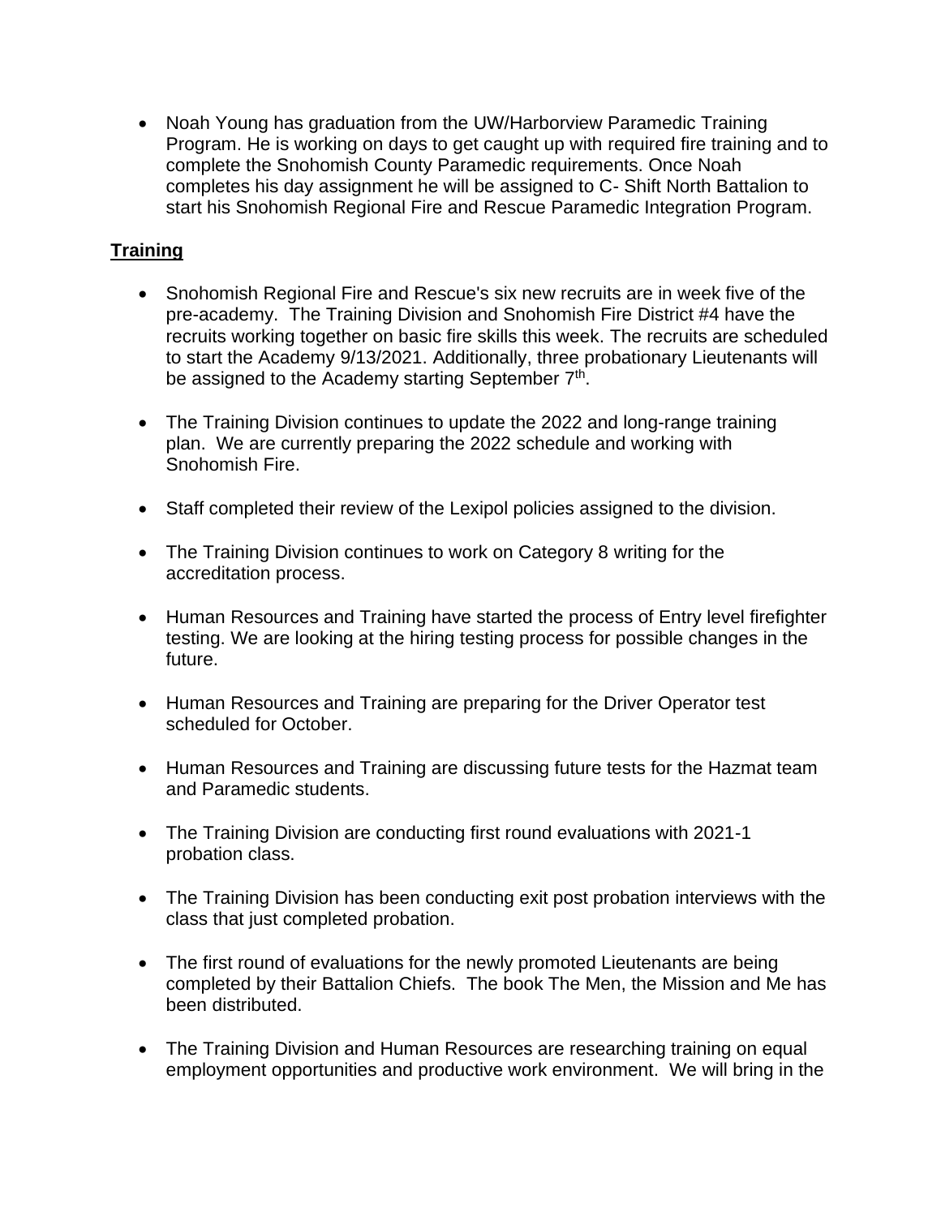- Noah Young has graduation from the UW/Harborview Paramedic Training Program. He is working on days to get caught up with required fire training and to complete the Snohomish County Paramedic requirements. Once Noah completes his day assignment he will be assigned to C- Shift North Battalion to start his Snohomish Regional Fire and Rescue Paramedic Integration Program.

## Training

- Snohomish Regional Fire and Rescue's six new recruits are in week five of the pre-academy. The Training Division and Snohomish Fire District #4 have the recruits working together on basic fire skills this week. The recruits are scheduled to start the Academy 9/13/2021. Additionally, three probationary Lieutenants will be assigned to the Academy starting September 7th.

- The Training Division continues to update the 2022 and long-range training plan. We are currently preparing the 2022 schedule and working with Snohomish Fire.

- Staff completed their review of the Lexipol policies assigned to the division.

- The Training Division continues to work on Category 8 writing for the accreditation process.

- Human Resources and Training have started the process of Entry level firefighter testing. We are looking at the hiring testing process for possible changes in the future.

- Human Resources and Training are preparing for the Driver Operator test scheduled for October.

- Human Resources and Training are discussing future tests for the Hazmat team and Paramedic students.

- The Training Division are conducting first round evaluations with 2021-1 probation class.

- The Training Division has been conducting exit post probation interviews with the class that just completed probation.

- The first round of evaluations for the newly promoted Lieutenants are being completed by their Battalion Chiefs. The book The Men, the Mission and Me has been distributed.

- The Training Division and Human Resources are researching training on equal employment opportunities and productive work environment. We will bring in the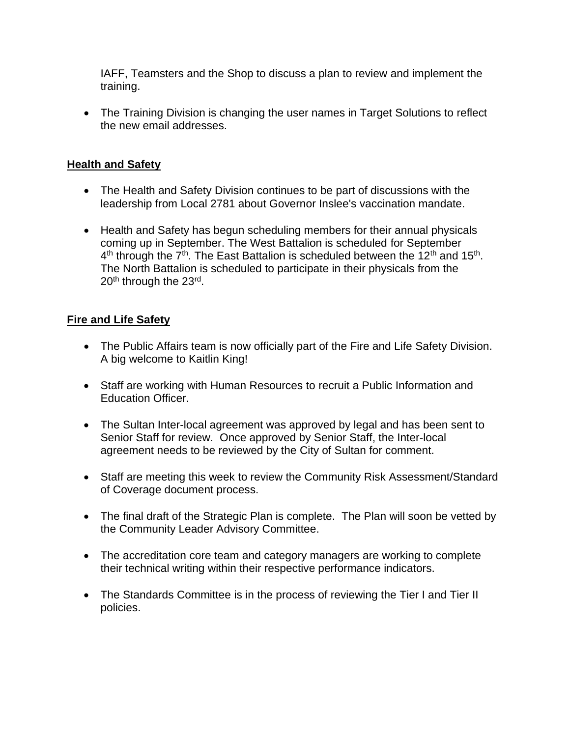IAFF, Teamsters and the Shop to discuss a plan to review and implement the training.

- The Training Division is changing the user names in Target Solutions to reflect the new email addresses.

## Health and Safety

- The Health and Safety Division continues to be part of discussions with the leadership from Local 2781 about Governor Inslee's vaccination mandate.

- Health and Safety has begun scheduling members for their annual physicals coming up in September. The West Battalion is scheduled for September 4th through the 7th. The East Battalion is scheduled between the 12th and 15th. The North Battalion is scheduled to participate in their physicals from the 20th through the 23rd.

## Fire and Life Safety

- The Public Affairs team is now officially part of the Fire and Life Safety Division. A big welcome to Kaitlin King!

- Staff are working with Human Resources to recruit a Public Information and Education Officer.

- The Sultan Inter-local agreement was approved by legal and has been sent to Senior Staff for review. Once approved by Senior Staff, the Inter-local agreement needs to be reviewed by the City of Sultan for comment.

- Staff are meeting this week to review the Community Risk Assessment/Standard of Coverage document process.

- The final draft of the Strategic Plan is complete. The Plan will soon be vetted by the Community Leader Advisory Committee.

- The accreditation core team and category managers are working to complete their technical writing within their respective performance indicators.

- The Standards Committee is in the process of reviewing the Tier I and Tier II policies.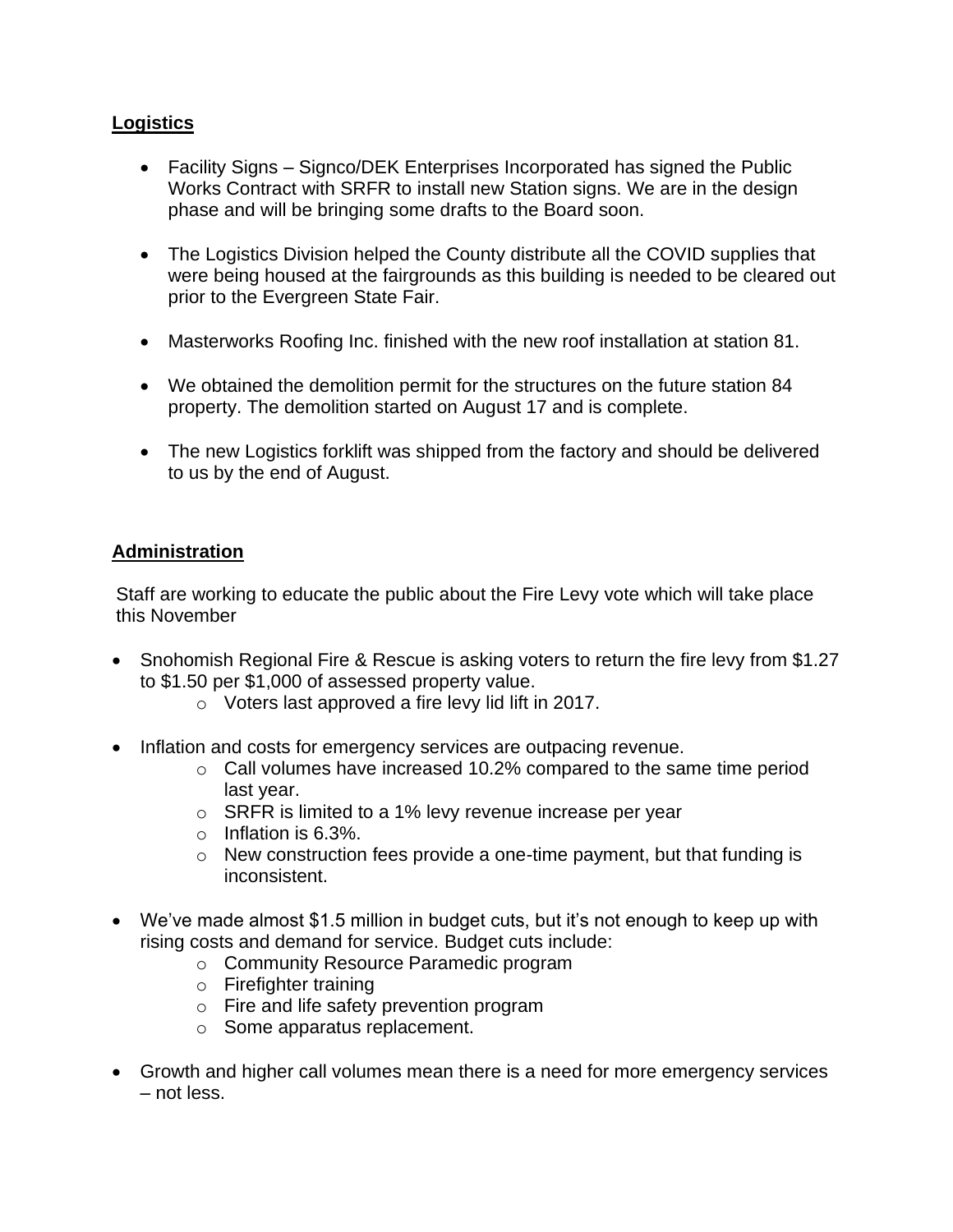## Logistics

- Facility Signs – Signco/DEK Enterprises Incorporated has signed the Public Works Contract with SRFR to install new Station signs. We are in the design phase and will be bringing some drafts to the Board soon.

- The Logistics Division helped the County distribute all the COVID supplies that were being housed at the fairgrounds as this building is needed to be cleared out prior to the Evergreen State Fair.

- Masterworks Roofing Inc. finished with the new roof installation at station 81.

- We obtained the demolition permit for the structures on the future station 84 property. The demolition started on August 17 and is complete.

- The new Logistics forklift was shipped from the factory and should be delivered to us by the end of August.

## Administration

Staff are working to educate the public about the Fire Levy vote which will take place this November

- Snohomish Regional Fire & Rescue is asking voters to return the fire levy from $1.27 to $1.50 per $1,000 of assessed property value.
  - Voters last approved a fire levy lid lift in 2017.

- Inflation and costs for emergency services are outpacing revenue.
  - Call volumes have increased 10.2% compared to the same time period last year.
  - SRFR is limited to a 1% levy revenue increase per year
  - Inflation is 6.3%.
  - New construction fees provide a one-time payment, but that funding is inconsistent.

- We've made almost $1.5 million in budget cuts, but it's not enough to keep up with rising costs and demand for service. Budget cuts include:
  - Community Resource Paramedic program
  - Firefighter training
  - Fire and life safety prevention program
  - Some apparatus replacement.

- Growth and higher call volumes mean there is a need for more emergency services – not less.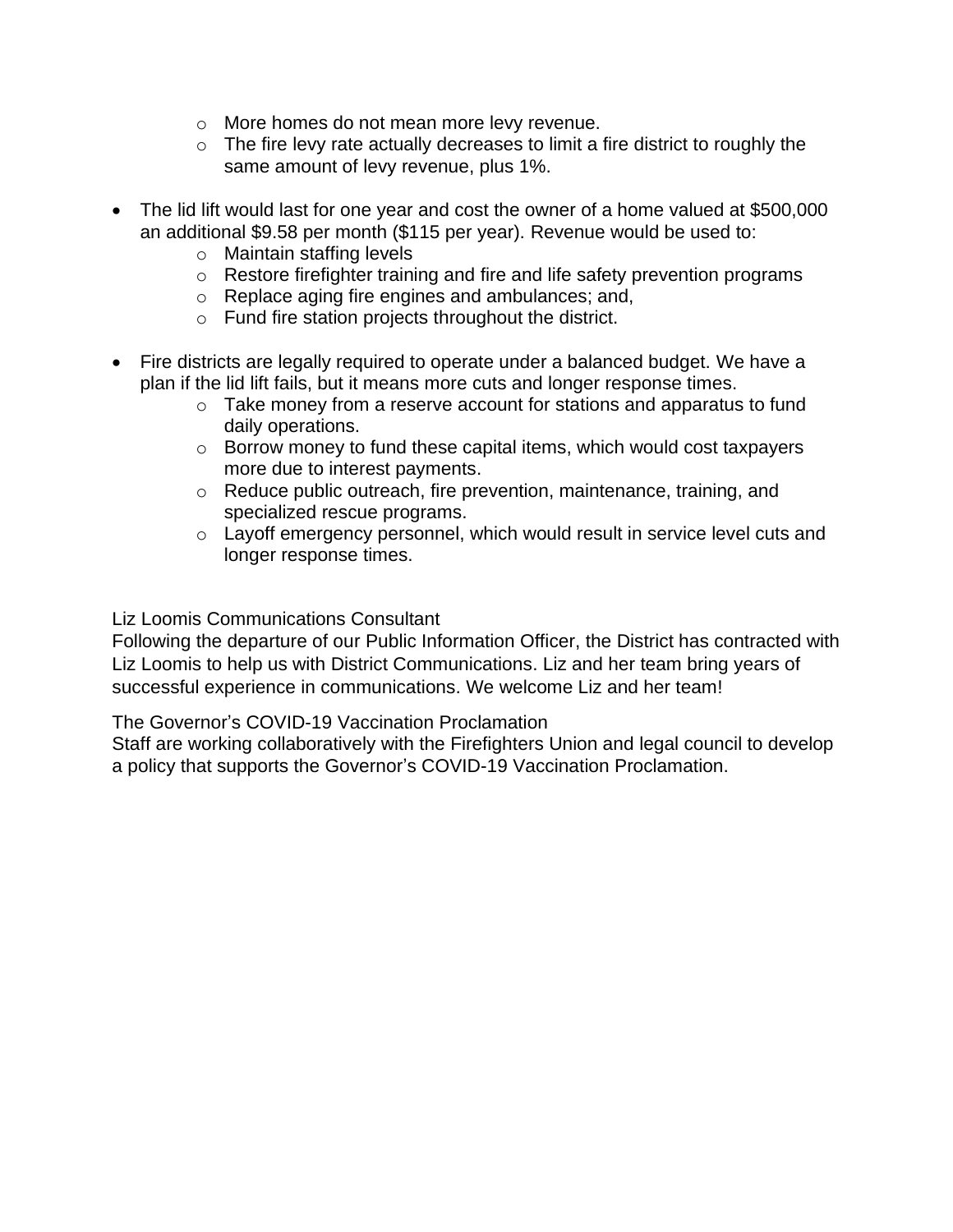- More homes do not mean more levy revenue.
  - The fire levy rate actually decreases to limit a fire district to roughly the same amount of levy revenue, plus 1%.

- The lid lift would last for one year and cost the owner of a home valued at $500,000 an additional $9.58 per month ($115 per year). Revenue would be used to:
  - Maintain staffing levels
  - Restore firefighter training and fire and life safety prevention programs
  - Replace aging fire engines and ambulances; and,
  - Fund fire station projects throughout the district.

- Fire districts are legally required to operate under a balanced budget. We have a plan if the lid lift fails, but it means more cuts and longer response times.
  - Take money from a reserve account for stations and apparatus to fund daily operations.
  - Borrow money to fund these capital items, which would cost taxpayers more due to interest payments.
  - Reduce public outreach, fire prevention, maintenance, training, and specialized rescue programs.
  - Layoff emergency personnel, which would result in service level cuts and longer response times.

Liz Loomis Communications Consultant

Following the departure of our Public Information Officer, the District has contracted with Liz Loomis to help us with District Communications. Liz and her team bring years of successful experience in communications. We welcome Liz and her team!

The Governor's COVID-19 Vaccination Proclamation

Staff are working collaboratively with the Firefighters Union and legal council to develop a policy that supports the Governor's COVID-19 Vaccination Proclamation.